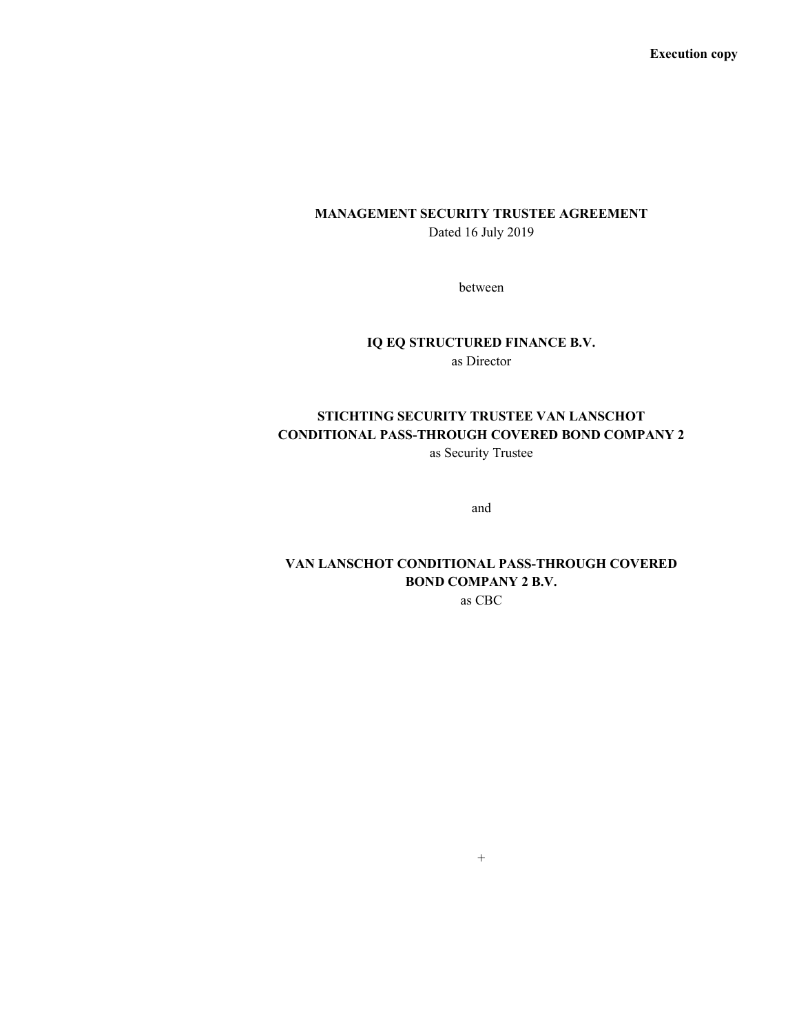**Execution copy**

**MANAGEMENT SECURITY TRUSTEE AGREEMENT**

Dated 16 July 2019

between

**IQ EQ STRUCTURED FINANCE B.V.**

as Director

**STICHTING SECURITY TRUSTEE VAN LANSCHOT CONDITIONAL PASS-THROUGH COVERED BOND COMPANY 2**

as Security Trustee

and

**VAN LANSCHOT CONDITIONAL PASS-THROUGH COVERED BOND COMPANY 2 B.V.**

as CBC

+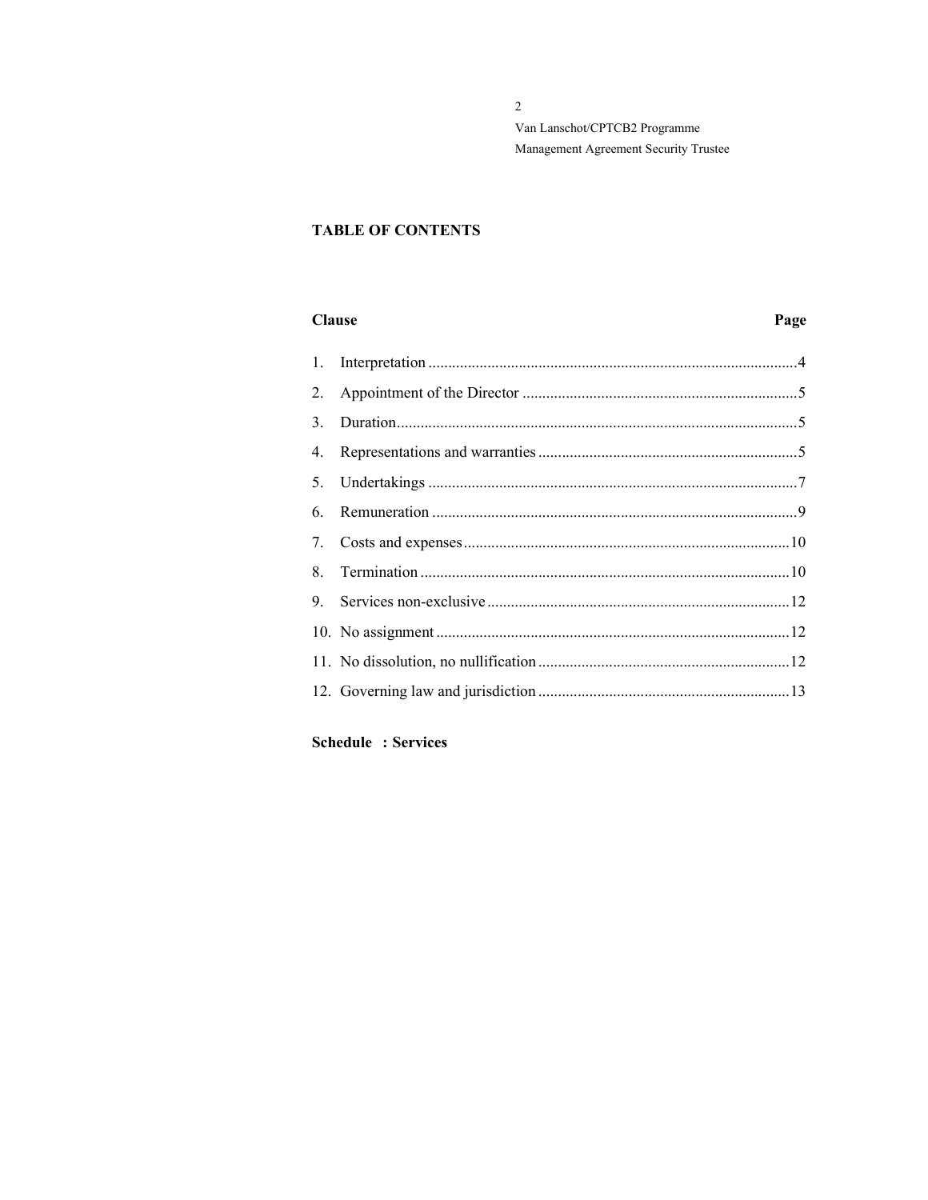## TABLE OF CONTENTS

| Clause | | Page |
|---|---|---|
| 1. | Interpretation | 4 |
| 2. | Appointment of the Director | 5 |
| 3. | Duration | 5 |
| 4. | Representations and warranties | 5 |
| 5. | Undertakings | 7 |
| 6. | Remuneration | 9 |
| 7. | Costs and expenses | 10 |
| 8. | Termination | 10 |
| 9. | Services non-exclusive | 12 |
| 10. | No assignment | 12 |
| 11. | No dissolution, no nullification | 12 |
| 12. | Governing law and jurisdiction | 13 |

**Schedule : Services**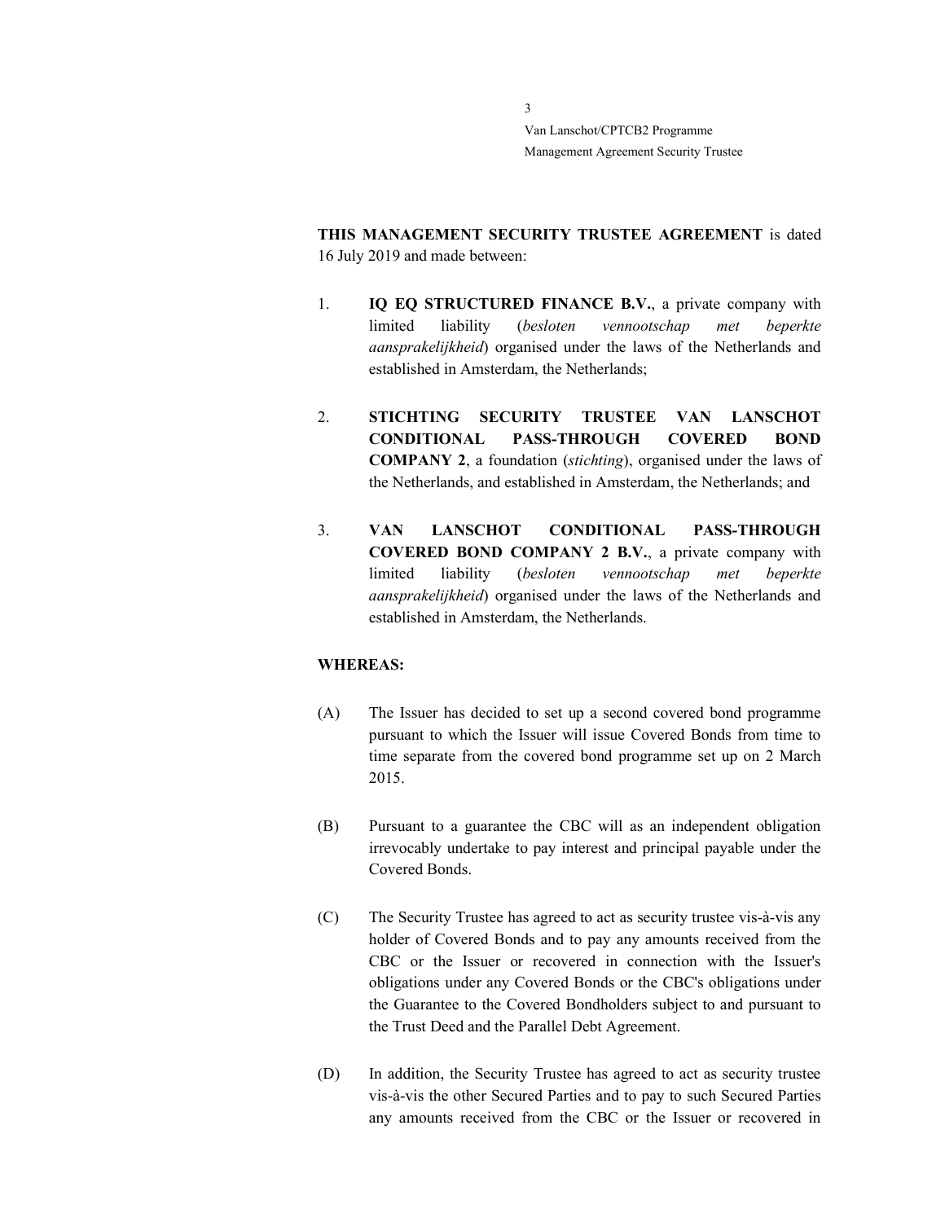**THIS MANAGEMENT SECURITY TRUSTEE AGREEMENT** is dated 16 July 2019 and made between:

1. **IQ EQ STRUCTURED FINANCE B.V.**, a private company with limited liability (*besloten vennootschap met beperkte aansprakelijkheid*) organised under the laws of the Netherlands and established in Amsterdam, the Netherlands;

2. **STICHTING SECURITY TRUSTEE VAN LANSCHOT CONDITIONAL PASS-THROUGH COVERED BOND COMPANY 2**, a foundation (*stichting*), organised under the laws of the Netherlands, and established in Amsterdam, the Netherlands; and

3. **VAN LANSCHOT CONDITIONAL PASS-THROUGH COVERED BOND COMPANY 2 B.V.**, a private company with limited liability (*besloten vennootschap met beperkte aansprakelijkheid*) organised under the laws of the Netherlands and established in Amsterdam, the Netherlands.

**WHEREAS:**

(A) The Issuer has decided to set up a second covered bond programme pursuant to which the Issuer will issue Covered Bonds from time to time separate from the covered bond programme set up on 2 March 2015.

(B) Pursuant to a guarantee the CBC will as an independent obligation irrevocably undertake to pay interest and principal payable under the Covered Bonds.

(C) The Security Trustee has agreed to act as security trustee vis-à-vis any holder of Covered Bonds and to pay any amounts received from the CBC or the Issuer or recovered in connection with the Issuer's obligations under any Covered Bonds or the CBC's obligations under the Guarantee to the Covered Bondholders subject to and pursuant to the Trust Deed and the Parallel Debt Agreement.

(D) In addition, the Security Trustee has agreed to act as security trustee vis-à-vis the other Secured Parties and to pay to such Secured Parties any amounts received from the CBC or the Issuer or recovered in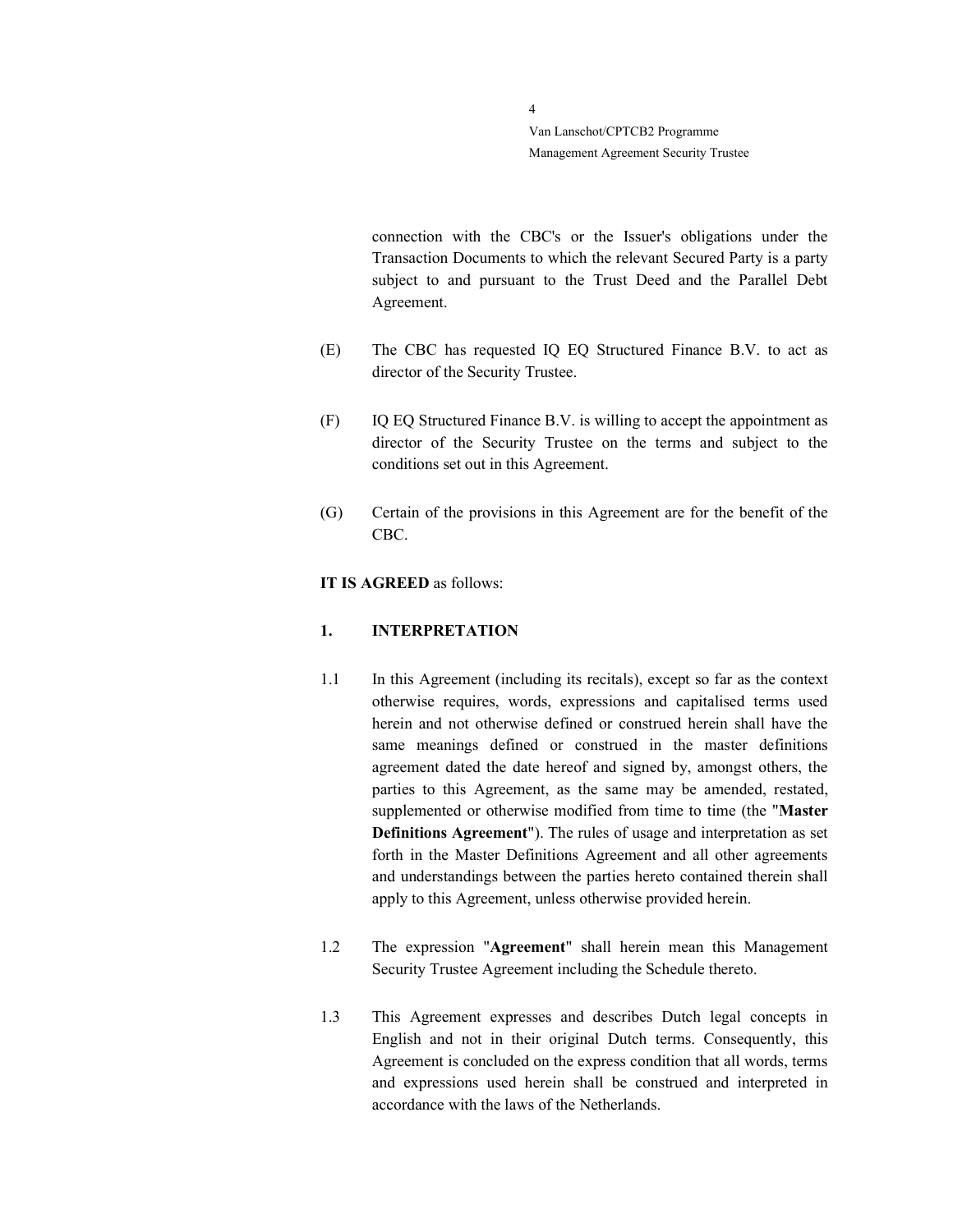connection with the CBC's or the Issuer's obligations under the Transaction Documents to which the relevant Secured Party is a party subject to and pursuant to the Trust Deed and the Parallel Debt Agreement.

(E) The CBC has requested IQ EQ Structured Finance B.V. to act as director of the Security Trustee.

(F) IQ EQ Structured Finance B.V. is willing to accept the appointment as director of the Security Trustee on the terms and subject to the conditions set out in this Agreement.

(G) Certain of the provisions in this Agreement are for the benefit of the CBC.

**IT IS AGREED** as follows:

## 1. INTERPRETATION

1.1 In this Agreement (including its recitals), except so far as the context otherwise requires, words, expressions and capitalised terms used herein and not otherwise defined or construed herein shall have the same meanings defined or construed in the master definitions agreement dated the date hereof and signed by, amongst others, the parties to this Agreement, as the same may be amended, restated, supplemented or otherwise modified from time to time (the "**Master Definitions Agreement**"). The rules of usage and interpretation as set forth in the Master Definitions Agreement and all other agreements and understandings between the parties hereto contained therein shall apply to this Agreement, unless otherwise provided herein.

1.2 The expression "**Agreement**" shall herein mean this Management Security Trustee Agreement including the Schedule thereto.

1.3 This Agreement expresses and describes Dutch legal concepts in English and not in their original Dutch terms. Consequently, this Agreement is concluded on the express condition that all words, terms and expressions used herein shall be construed and interpreted in accordance with the laws of the Netherlands.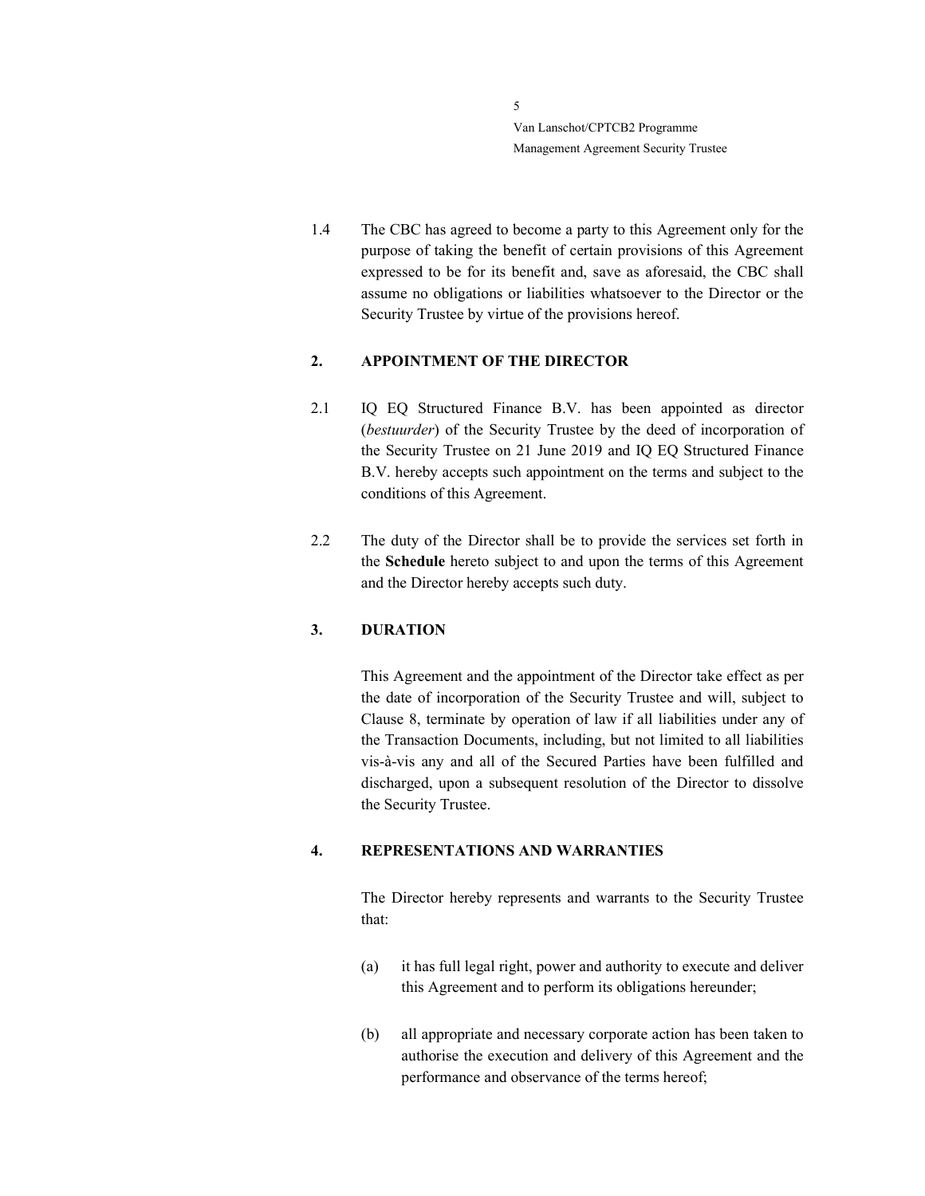1.4 The CBC has agreed to become a party to this Agreement only for the purpose of taking the benefit of certain provisions of this Agreement expressed to be for its benefit and, save as aforesaid, the CBC shall assume no obligations or liabilities whatsoever to the Director or the Security Trustee by virtue of the provisions hereof.

## 2. APPOINTMENT OF THE DIRECTOR

2.1 IQ EQ Structured Finance B.V. has been appointed as director (*bestuurder*) of the Security Trustee by the deed of incorporation of the Security Trustee on 21 June 2019 and IQ EQ Structured Finance B.V. hereby accepts such appointment on the terms and subject to the conditions of this Agreement.

2.2 The duty of the Director shall be to provide the services set forth in the **Schedule** hereto subject to and upon the terms of this Agreement and the Director hereby accepts such duty.

## 3. DURATION

This Agreement and the appointment of the Director take effect as per the date of incorporation of the Security Trustee and will, subject to Clause 8, terminate by operation of law if all liabilities under any of the Transaction Documents, including, but not limited to all liabilities vis-à-vis any and all of the Secured Parties have been fulfilled and discharged, upon a subsequent resolution of the Director to dissolve the Security Trustee.

## 4. REPRESENTATIONS AND WARRANTIES

The Director hereby represents and warrants to the Security Trustee that:

(a) it has full legal right, power and authority to execute and deliver this Agreement and to perform its obligations hereunder;

(b) all appropriate and necessary corporate action has been taken to authorise the execution and delivery of this Agreement and the performance and observance of the terms hereof;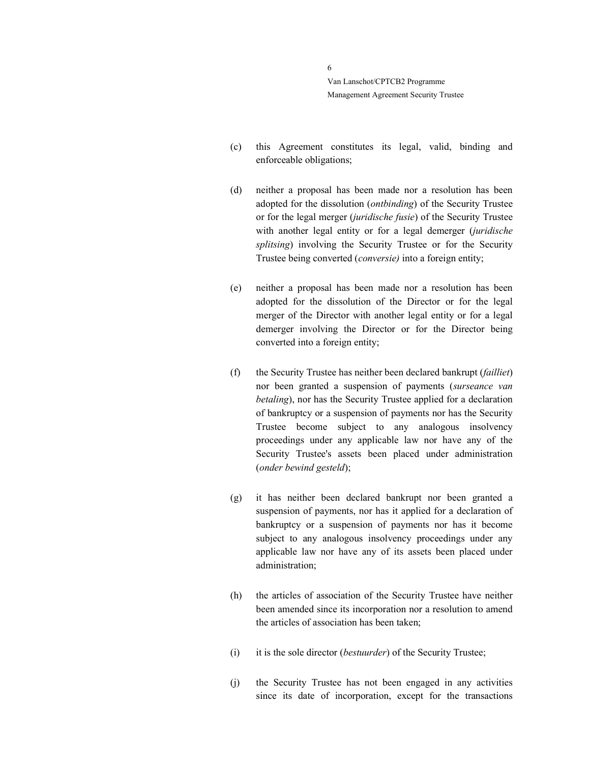(c) this Agreement constitutes its legal, valid, binding and enforceable obligations;

(d) neither a proposal has been made nor a resolution has been adopted for the dissolution (*ontbinding*) of the Security Trustee or for the legal merger (*juridische fusie*) of the Security Trustee with another legal entity or for a legal demerger (*juridische splitsing*) involving the Security Trustee or for the Security Trustee being converted (*conversie)* into a foreign entity;

(e) neither a proposal has been made nor a resolution has been adopted for the dissolution of the Director or for the legal merger of the Director with another legal entity or for a legal demerger involving the Director or for the Director being converted into a foreign entity;

(f) the Security Trustee has neither been declared bankrupt (*failliet*) nor been granted a suspension of payments (*surseance van betaling*), nor has the Security Trustee applied for a declaration of bankruptcy or a suspension of payments nor has the Security Trustee become subject to any analogous insolvency proceedings under any applicable law nor have any of the Security Trustee's assets been placed under administration (*onder bewind gesteld*);

(g) it has neither been declared bankrupt nor been granted a suspension of payments, nor has it applied for a declaration of bankruptcy or a suspension of payments nor has it become subject to any analogous insolvency proceedings under any applicable law nor have any of its assets been placed under administration;

(h) the articles of association of the Security Trustee have neither been amended since its incorporation nor a resolution to amend the articles of association has been taken;

(i) it is the sole director (*bestuurder*) of the Security Trustee;

(j) the Security Trustee has not been engaged in any activities since its date of incorporation, except for the transactions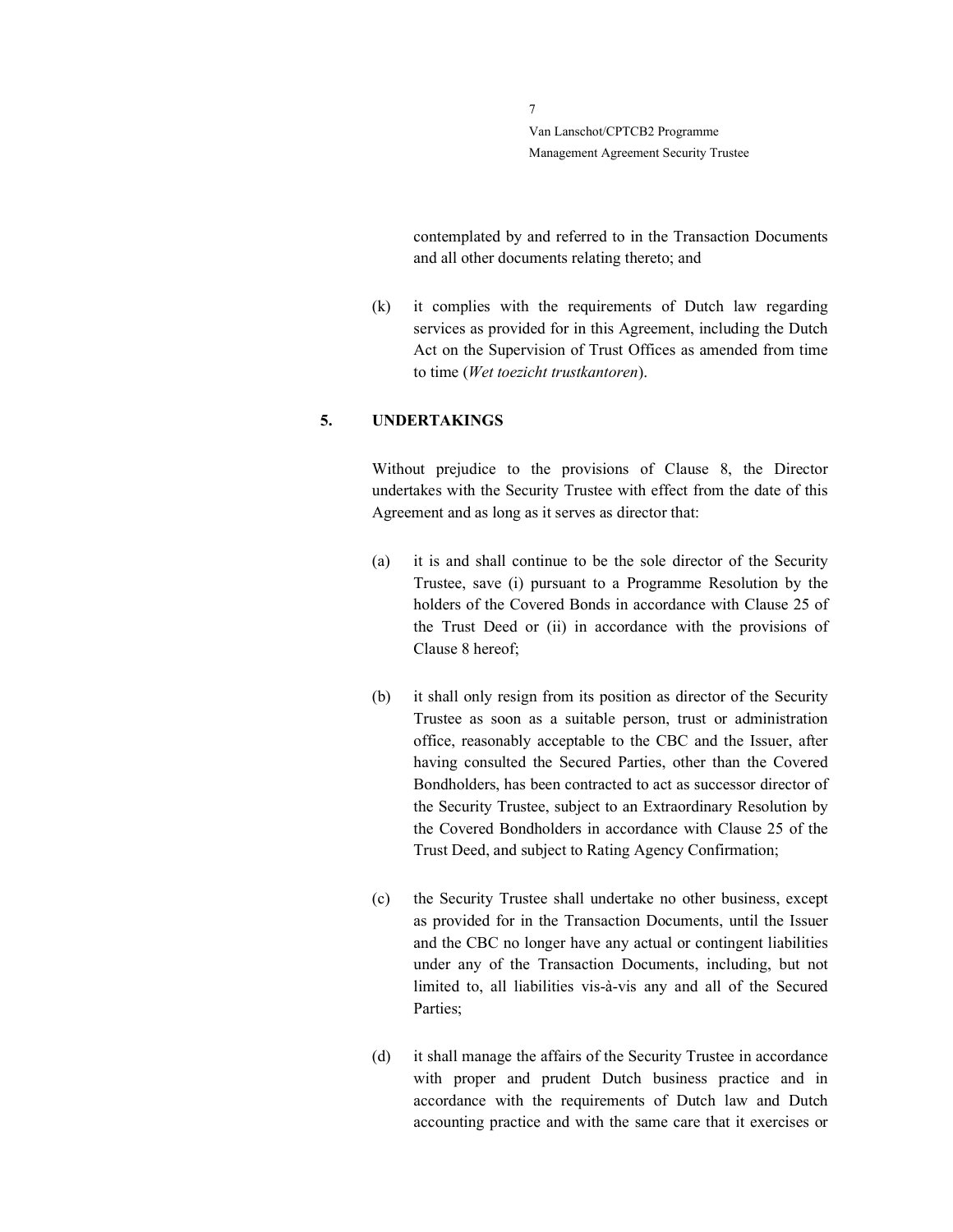contemplated by and referred to in the Transaction Documents and all other documents relating thereto; and

(k) it complies with the requirements of Dutch law regarding services as provided for in this Agreement, including the Dutch Act on the Supervision of Trust Offices as amended from time to time (*Wet toezicht trustkantoren*).

## 5. UNDERTAKINGS

Without prejudice to the provisions of Clause 8, the Director undertakes with the Security Trustee with effect from the date of this Agreement and as long as it serves as director that:

(a) it is and shall continue to be the sole director of the Security Trustee, save (i) pursuant to a Programme Resolution by the holders of the Covered Bonds in accordance with Clause 25 of the Trust Deed or (ii) in accordance with the provisions of Clause 8 hereof;

(b) it shall only resign from its position as director of the Security Trustee as soon as a suitable person, trust or administration office, reasonably acceptable to the CBC and the Issuer, after having consulted the Secured Parties, other than the Covered Bondholders, has been contracted to act as successor director of the Security Trustee, subject to an Extraordinary Resolution by the Covered Bondholders in accordance with Clause 25 of the Trust Deed, and subject to Rating Agency Confirmation;

(c) the Security Trustee shall undertake no other business, except as provided for in the Transaction Documents, until the Issuer and the CBC no longer have any actual or contingent liabilities under any of the Transaction Documents, including, but not limited to, all liabilities vis-à-vis any and all of the Secured Parties;

(d) it shall manage the affairs of the Security Trustee in accordance with proper and prudent Dutch business practice and in accordance with the requirements of Dutch law and Dutch accounting practice and with the same care that it exercises or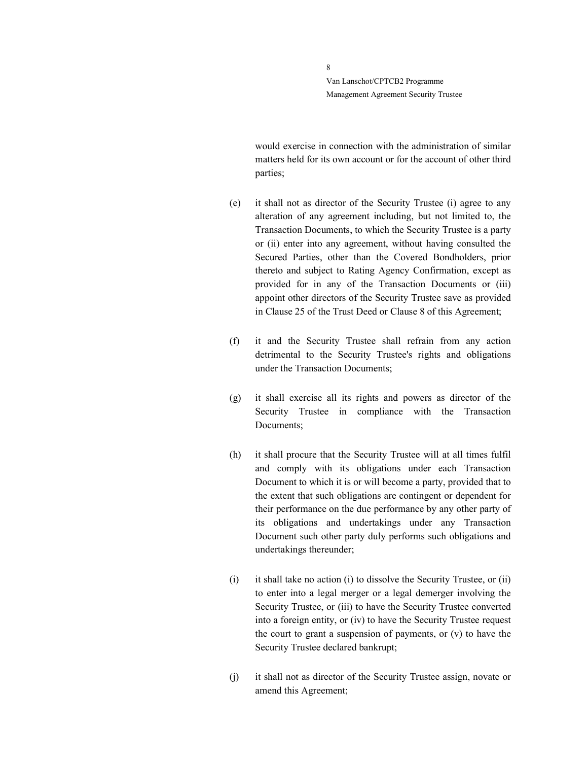would exercise in connection with the administration of similar matters held for its own account or for the account of other third parties;

(e) it shall not as director of the Security Trustee (i) agree to any alteration of any agreement including, but not limited to, the Transaction Documents, to which the Security Trustee is a party or (ii) enter into any agreement, without having consulted the Secured Parties, other than the Covered Bondholders, prior thereto and subject to Rating Agency Confirmation, except as provided for in any of the Transaction Documents or (iii) appoint other directors of the Security Trustee save as provided in Clause 25 of the Trust Deed or Clause 8 of this Agreement;

(f) it and the Security Trustee shall refrain from any action detrimental to the Security Trustee's rights and obligations under the Transaction Documents;

(g) it shall exercise all its rights and powers as director of the Security Trustee in compliance with the Transaction Documents;

(h) it shall procure that the Security Trustee will at all times fulfil and comply with its obligations under each Transaction Document to which it is or will become a party, provided that to the extent that such obligations are contingent or dependent for their performance on the due performance by any other party of its obligations and undertakings under any Transaction Document such other party duly performs such obligations and undertakings thereunder;

(i) it shall take no action (i) to dissolve the Security Trustee, or (ii) to enter into a legal merger or a legal demerger involving the Security Trustee, or (iii) to have the Security Trustee converted into a foreign entity, or (iv) to have the Security Trustee request the court to grant a suspension of payments, or (v) to have the Security Trustee declared bankrupt;

(j) it shall not as director of the Security Trustee assign, novate or amend this Agreement;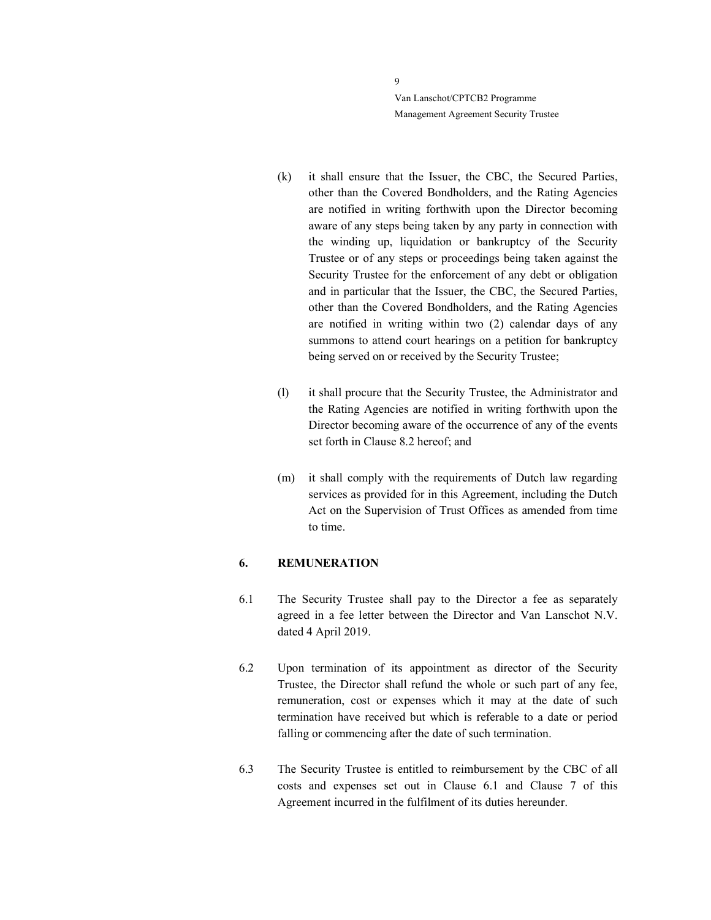(k) it shall ensure that the Issuer, the CBC, the Secured Parties, other than the Covered Bondholders, and the Rating Agencies are notified in writing forthwith upon the Director becoming aware of any steps being taken by any party in connection with the winding up, liquidation or bankruptcy of the Security Trustee or of any steps or proceedings being taken against the Security Trustee for the enforcement of any debt or obligation and in particular that the Issuer, the CBC, the Secured Parties, other than the Covered Bondholders, and the Rating Agencies are notified in writing within two (2) calendar days of any summons to attend court hearings on a petition for bankruptcy being served on or received by the Security Trustee;

(l) it shall procure that the Security Trustee, the Administrator and the Rating Agencies are notified in writing forthwith upon the Director becoming aware of the occurrence of any of the events set forth in Clause 8.2 hereof; and

(m) it shall comply with the requirements of Dutch law regarding services as provided for in this Agreement, including the Dutch Act on the Supervision of Trust Offices as amended from time to time.

## 6. REMUNERATION

6.1 The Security Trustee shall pay to the Director a fee as separately agreed in a fee letter between the Director and Van Lanschot N.V. dated 4 April 2019.

6.2 Upon termination of its appointment as director of the Security Trustee, the Director shall refund the whole or such part of any fee, remuneration, cost or expenses which it may at the date of such termination have received but which is referable to a date or period falling or commencing after the date of such termination.

6.3 The Security Trustee is entitled to reimbursement by the CBC of all costs and expenses set out in Clause 6.1 and Clause 7 of this Agreement incurred in the fulfilment of its duties hereunder.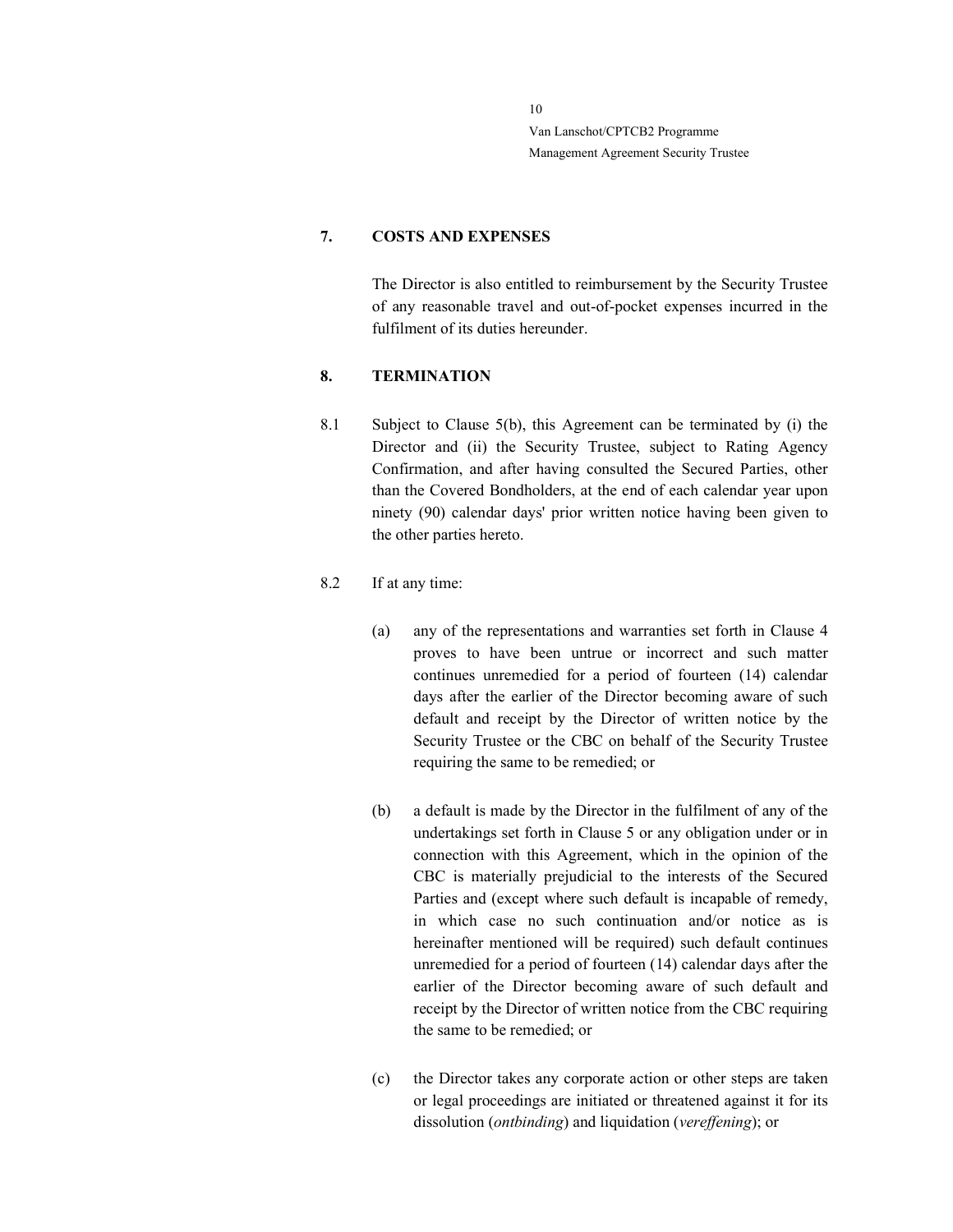## 7. COSTS AND EXPENSES

The Director is also entitled to reimbursement by the Security Trustee of any reasonable travel and out-of-pocket expenses incurred in the fulfilment of its duties hereunder.

## 8. TERMINATION

8.1 Subject to Clause 5(b), this Agreement can be terminated by (i) the Director and (ii) the Security Trustee, subject to Rating Agency Confirmation, and after having consulted the Secured Parties, other than the Covered Bondholders, at the end of each calendar year upon ninety (90) calendar days' prior written notice having been given to the other parties hereto.

8.2 If at any time:

(a) any of the representations and warranties set forth in Clause 4 proves to have been untrue or incorrect and such matter continues unremedied for a period of fourteen (14) calendar days after the earlier of the Director becoming aware of such default and receipt by the Director of written notice by the Security Trustee or the CBC on behalf of the Security Trustee requiring the same to be remedied; or

(b) a default is made by the Director in the fulfilment of any of the undertakings set forth in Clause 5 or any obligation under or in connection with this Agreement, which in the opinion of the CBC is materially prejudicial to the interests of the Secured Parties and (except where such default is incapable of remedy, in which case no such continuation and/or notice as is hereinafter mentioned will be required) such default continues unremedied for a period of fourteen (14) calendar days after the earlier of the Director becoming aware of such default and receipt by the Director of written notice from the CBC requiring the same to be remedied; or

(c) the Director takes any corporate action or other steps are taken or legal proceedings are initiated or threatened against it for its dissolution (*ontbinding*) and liquidation (*vereffening*); or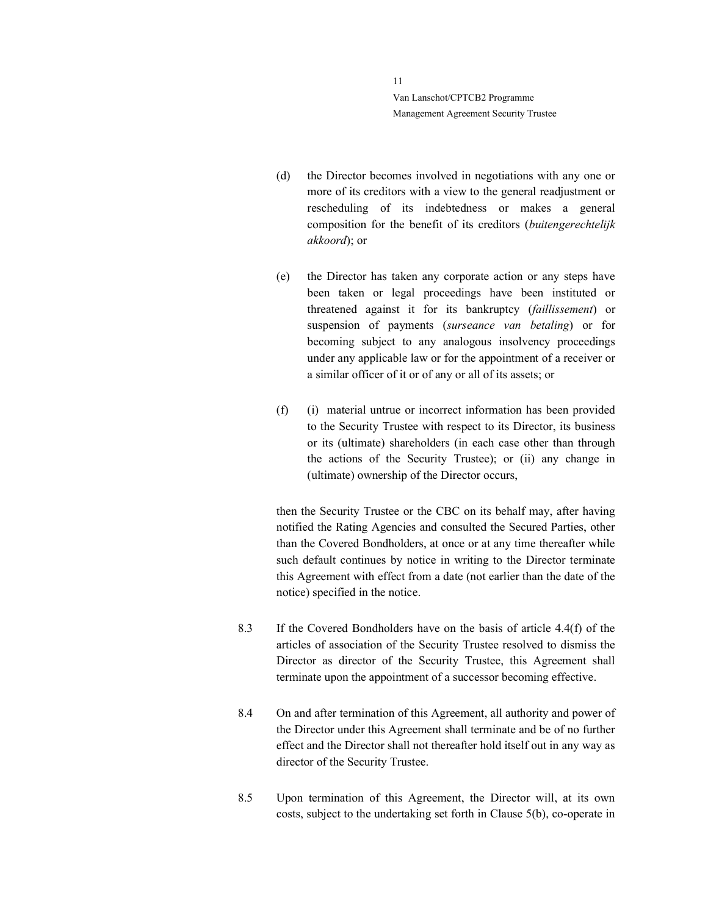(d) the Director becomes involved in negotiations with any one or more of its creditors with a view to the general readjustment or rescheduling of its indebtedness or makes a general composition for the benefit of its creditors (*buitengerechtelijk akkoord*); or

(e) the Director has taken any corporate action or any steps have been taken or legal proceedings have been instituted or threatened against it for its bankruptcy (*faillissement*) or suspension of payments (*surseance van betaling*) or for becoming subject to any analogous insolvency proceedings under any applicable law or for the appointment of a receiver or a similar officer of it or of any or all of its assets; or

(f) (i) material untrue or incorrect information has been provided to the Security Trustee with respect to its Director, its business or its (ultimate) shareholders (in each case other than through the actions of the Security Trustee); or (ii) any change in (ultimate) ownership of the Director occurs,

then the Security Trustee or the CBC on its behalf may, after having notified the Rating Agencies and consulted the Secured Parties, other than the Covered Bondholders, at once or at any time thereafter while such default continues by notice in writing to the Director terminate this Agreement with effect from a date (not earlier than the date of the notice) specified in the notice.

8.3 If the Covered Bondholders have on the basis of article 4.4(f) of the articles of association of the Security Trustee resolved to dismiss the Director as director of the Security Trustee, this Agreement shall terminate upon the appointment of a successor becoming effective.

8.4 On and after termination of this Agreement, all authority and power of the Director under this Agreement shall terminate and be of no further effect and the Director shall not thereafter hold itself out in any way as director of the Security Trustee.

8.5 Upon termination of this Agreement, the Director will, at its own costs, subject to the undertaking set forth in Clause 5(b), co-operate in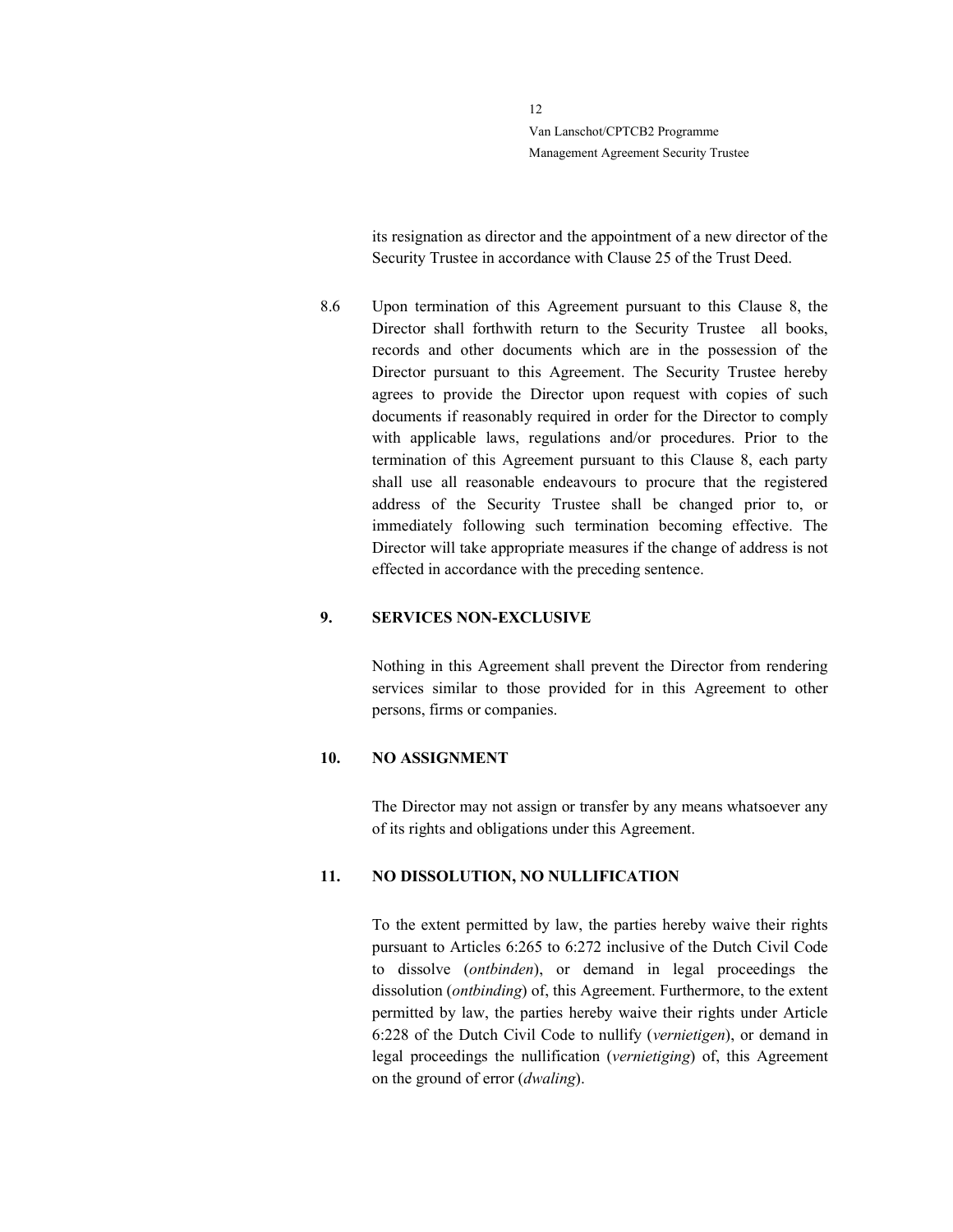its resignation as director and the appointment of a new director of the Security Trustee in accordance with Clause 25 of the Trust Deed.

8.6 Upon termination of this Agreement pursuant to this Clause 8, the Director shall forthwith return to the Security Trustee all books, records and other documents which are in the possession of the Director pursuant to this Agreement. The Security Trustee hereby agrees to provide the Director upon request with copies of such documents if reasonably required in order for the Director to comply with applicable laws, regulations and/or procedures. Prior to the termination of this Agreement pursuant to this Clause 8, each party shall use all reasonable endeavours to procure that the registered address of the Security Trustee shall be changed prior to, or immediately following such termination becoming effective. The Director will take appropriate measures if the change of address is not effected in accordance with the preceding sentence.

**9. SERVICES NON-EXCLUSIVE**

Nothing in this Agreement shall prevent the Director from rendering services similar to those provided for in this Agreement to other persons, firms or companies.

**10. NO ASSIGNMENT**

The Director may not assign or transfer by any means whatsoever any of its rights and obligations under this Agreement.

**11. NO DISSOLUTION, NO NULLIFICATION**

To the extent permitted by law, the parties hereby waive their rights pursuant to Articles 6:265 to 6:272 inclusive of the Dutch Civil Code to dissolve (*ontbinden*), or demand in legal proceedings the dissolution (*ontbinding*) of, this Agreement. Furthermore, to the extent permitted by law, the parties hereby waive their rights under Article 6:228 of the Dutch Civil Code to nullify (*vernietigen*), or demand in legal proceedings the nullification (*vernietiging*) of, this Agreement on the ground of error (*dwaling*).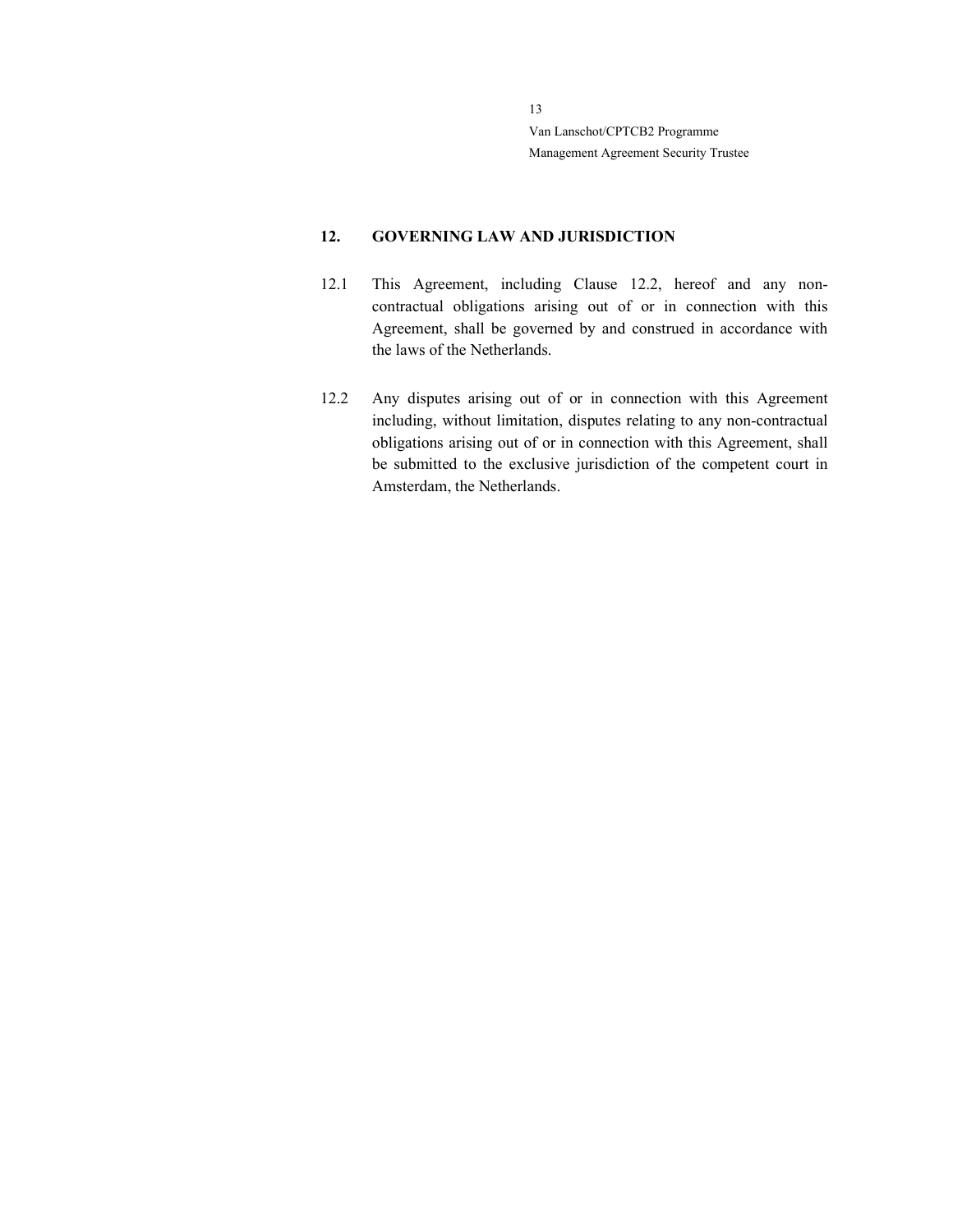## 12. GOVERNING LAW AND JURISDICTION

12.1 This Agreement, including Clause 12.2, hereof and any non-contractual obligations arising out of or in connection with this Agreement, shall be governed by and construed in accordance with the laws of the Netherlands.

12.2 Any disputes arising out of or in connection with this Agreement including, without limitation, disputes relating to any non-contractual obligations arising out of or in connection with this Agreement, shall be submitted to the exclusive jurisdiction of the competent court in Amsterdam, the Netherlands.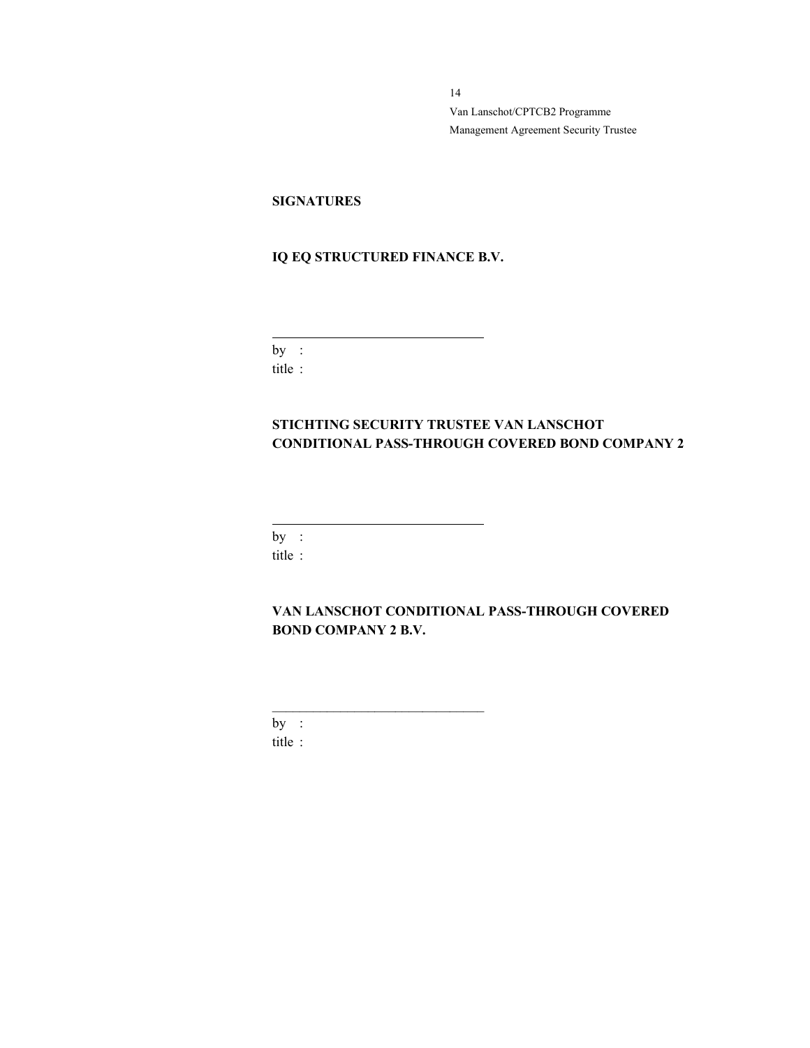**SIGNATURES**

**IQ EQ STRUCTURED FINANCE B.V.**

\_\_\_\_\_\_\_\_\_\_\_\_\_\_\_\_\_\_\_\_\_\_\_\_\_\_\_\_\_\_\_\_

by :

title :

**STICHTING SECURITY TRUSTEE VAN LANSCHOT CONDITIONAL PASS-THROUGH COVERED BOND COMPANY 2**

\_\_\_\_\_\_\_\_\_\_\_\_\_\_\_\_\_\_\_\_\_\_\_\_\_\_\_\_\_\_\_\_

by :

title :

**VAN LANSCHOT CONDITIONAL PASS-THROUGH COVERED BOND COMPANY 2 B.V.**

\_\_\_\_\_\_\_\_\_\_\_\_\_\_\_\_\_\_\_\_\_\_\_\_\_\_\_\_\_\_\_\_

by :

title :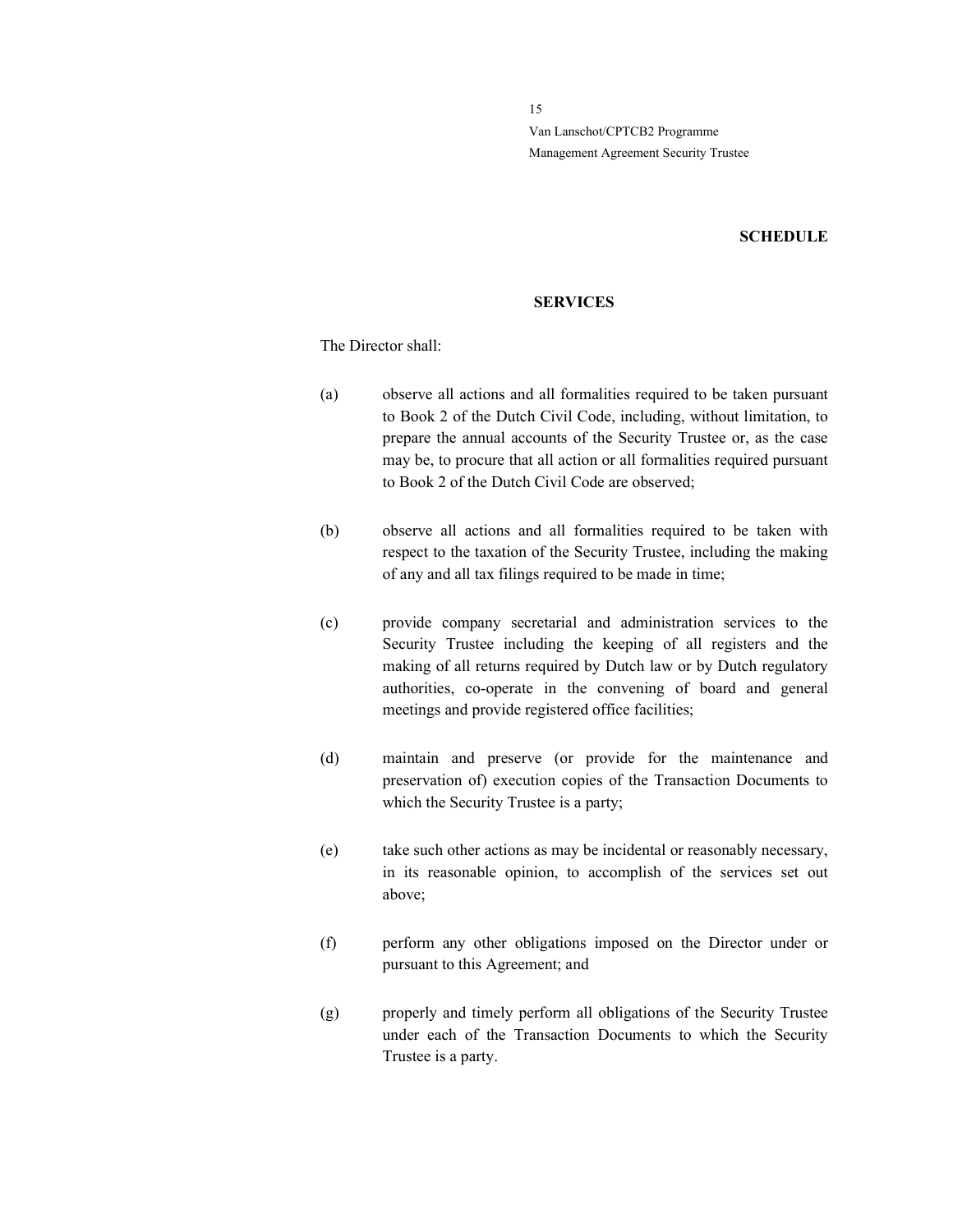## SCHEDULE

### SERVICES

The Director shall:

(a) observe all actions and all formalities required to be taken pursuant to Book 2 of the Dutch Civil Code, including, without limitation, to prepare the annual accounts of the Security Trustee or, as the case may be, to procure that all action or all formalities required pursuant to Book 2 of the Dutch Civil Code are observed;

(b) observe all actions and all formalities required to be taken with respect to the taxation of the Security Trustee, including the making of any and all tax filings required to be made in time;

(c) provide company secretarial and administration services to the Security Trustee including the keeping of all registers and the making of all returns required by Dutch law or by Dutch regulatory authorities, co-operate in the convening of board and general meetings and provide registered office facilities;

(d) maintain and preserve (or provide for the maintenance and preservation of) execution copies of the Transaction Documents to which the Security Trustee is a party;

(e) take such other actions as may be incidental or reasonably necessary, in its reasonable opinion, to accomplish of the services set out above;

(f) perform any other obligations imposed on the Director under or pursuant to this Agreement; and

(g) properly and timely perform all obligations of the Security Trustee under each of the Transaction Documents to which the Security Trustee is a party.